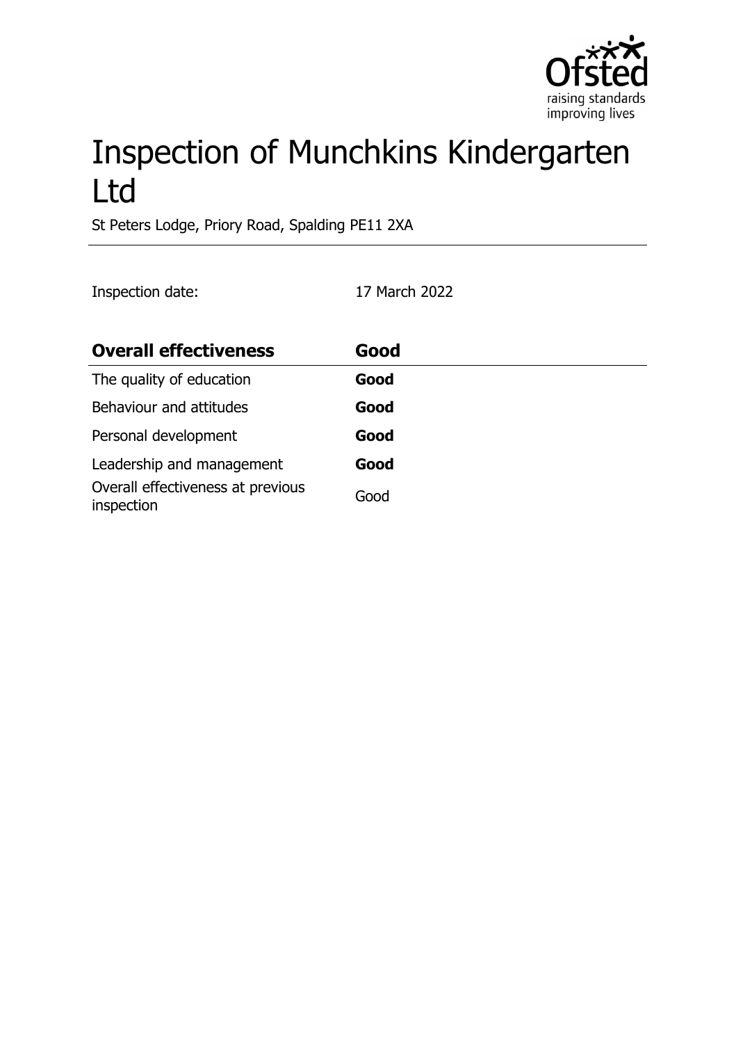# Inspection of Munchkins Kindergarten Ltd

St Peters Lodge, Priory Road, Spalding PE11 2XA

Inspection date: 17 March 2022

| **Overall effectiveness** | **Good** |
| --- | --- |
| The quality of education | **Good** |
| Behaviour and attitudes | **Good** |
| Personal development | **Good** |
| Leadership and management | **Good** |
| Overall effectiveness at previous inspection | Good |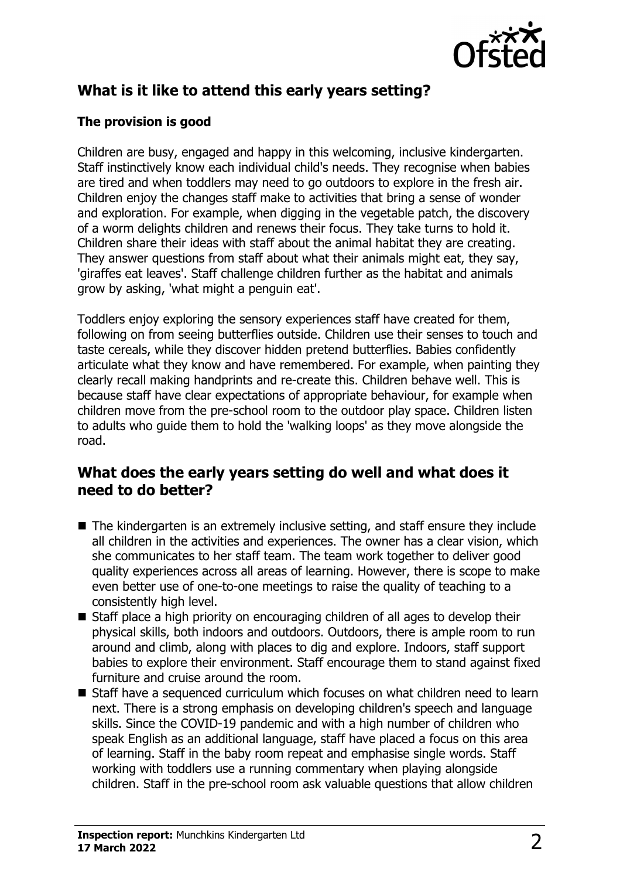## What is it like to attend this early years setting?

### The provision is good

Children are busy, engaged and happy in this welcoming, inclusive kindergarten. Staff instinctively know each individual child's needs. They recognise when babies are tired and when toddlers may need to go outdoors to explore in the fresh air. Children enjoy the changes staff make to activities that bring a sense of wonder and exploration. For example, when digging in the vegetable patch, the discovery of a worm delights children and renews their focus. They take turns to hold it. Children share their ideas with staff about the animal habitat they are creating. They answer questions from staff about what their animals might eat, they say, 'giraffes eat leaves'. Staff challenge children further as the habitat and animals grow by asking, 'what might a penguin eat'.

Toddlers enjoy exploring the sensory experiences staff have created for them, following on from seeing butterflies outside. Children use their senses to touch and taste cereals, while they discover hidden pretend butterflies. Babies confidently articulate what they know and have remembered. For example, when painting they clearly recall making handprints and re-create this. Children behave well. This is because staff have clear expectations of appropriate behaviour, for example when children move from the pre-school room to the outdoor play space. Children listen to adults who guide them to hold the 'walking loops' as they move alongside the road.

## What does the early years setting do well and what does it need to do better?

- The kindergarten is an extremely inclusive setting, and staff ensure they include all children in the activities and experiences. The owner has a clear vision, which she communicates to her staff team. The team work together to deliver good quality experiences across all areas of learning. However, there is scope to make even better use of one-to-one meetings to raise the quality of teaching to a consistently high level.
- Staff place a high priority on encouraging children of all ages to develop their physical skills, both indoors and outdoors. Outdoors, there is ample room to run around and climb, along with places to dig and explore. Indoors, staff support babies to explore their environment. Staff encourage them to stand against fixed furniture and cruise around the room.
- Staff have a sequenced curriculum which focuses on what children need to learn next. There is a strong emphasis on developing children's speech and language skills. Since the COVID-19 pandemic and with a high number of children who speak English as an additional language, staff have placed a focus on this area of learning. Staff in the baby room repeat and emphasise single words. Staff working with toddlers use a running commentary when playing alongside children. Staff in the pre-school room ask valuable questions that allow children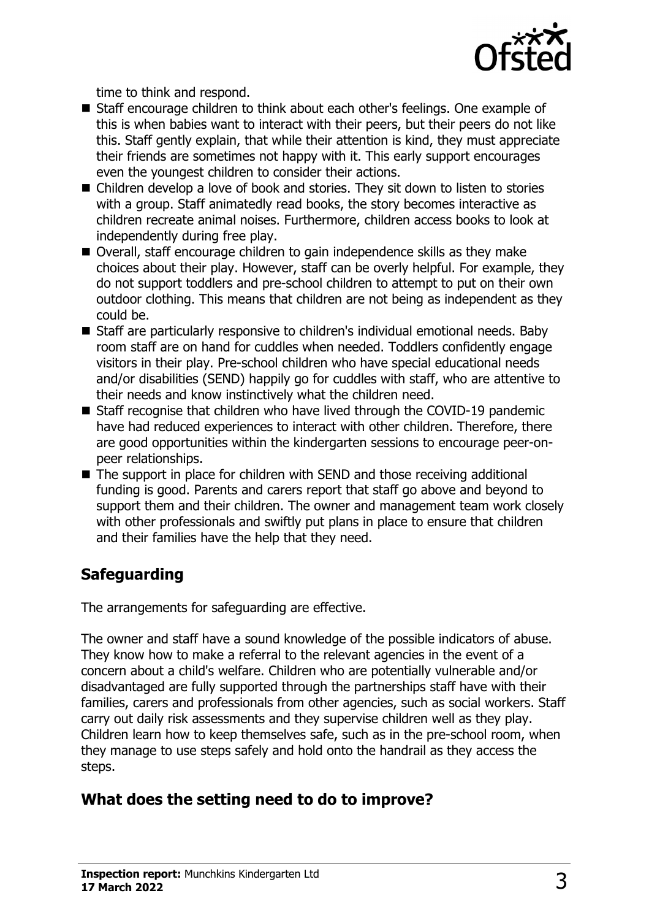time to think and respond.

- Staff encourage children to think about each other's feelings. One example of this is when babies want to interact with their peers, but their peers do not like this. Staff gently explain, that while their attention is kind, they must appreciate their friends are sometimes not happy with it. This early support encourages even the youngest children to consider their actions.
- Children develop a love of book and stories. They sit down to listen to stories with a group. Staff animatedly read books, the story becomes interactive as children recreate animal noises. Furthermore, children access books to look at independently during free play.
- Overall, staff encourage children to gain independence skills as they make choices about their play. However, staff can be overly helpful. For example, they do not support toddlers and pre-school children to attempt to put on their own outdoor clothing. This means that children are not being as independent as they could be.
- Staff are particularly responsive to children's individual emotional needs. Baby room staff are on hand for cuddles when needed. Toddlers confidently engage visitors in their play. Pre-school children who have special educational needs and/or disabilities (SEND) happily go for cuddles with staff, who are attentive to their needs and know instinctively what the children need.
- Staff recognise that children who have lived through the COVID-19 pandemic have had reduced experiences to interact with other children. Therefore, there are good opportunities within the kindergarten sessions to encourage peer-on-peer relationships.
- The support in place for children with SEND and those receiving additional funding is good. Parents and carers report that staff go above and beyond to support them and their children. The owner and management team work closely with other professionals and swiftly put plans in place to ensure that children and their families have the help that they need.

## Safeguarding

The arrangements for safeguarding are effective.

The owner and staff have a sound knowledge of the possible indicators of abuse. They know how to make a referral to the relevant agencies in the event of a concern about a child's welfare. Children who are potentially vulnerable and/or disadvantaged are fully supported through the partnerships staff have with their families, carers and professionals from other agencies, such as social workers. Staff carry out daily risk assessments and they supervise children well as they play. Children learn how to keep themselves safe, such as in the pre-school room, when they manage to use steps safely and hold onto the handrail as they access the steps.

## What does the setting need to do to improve?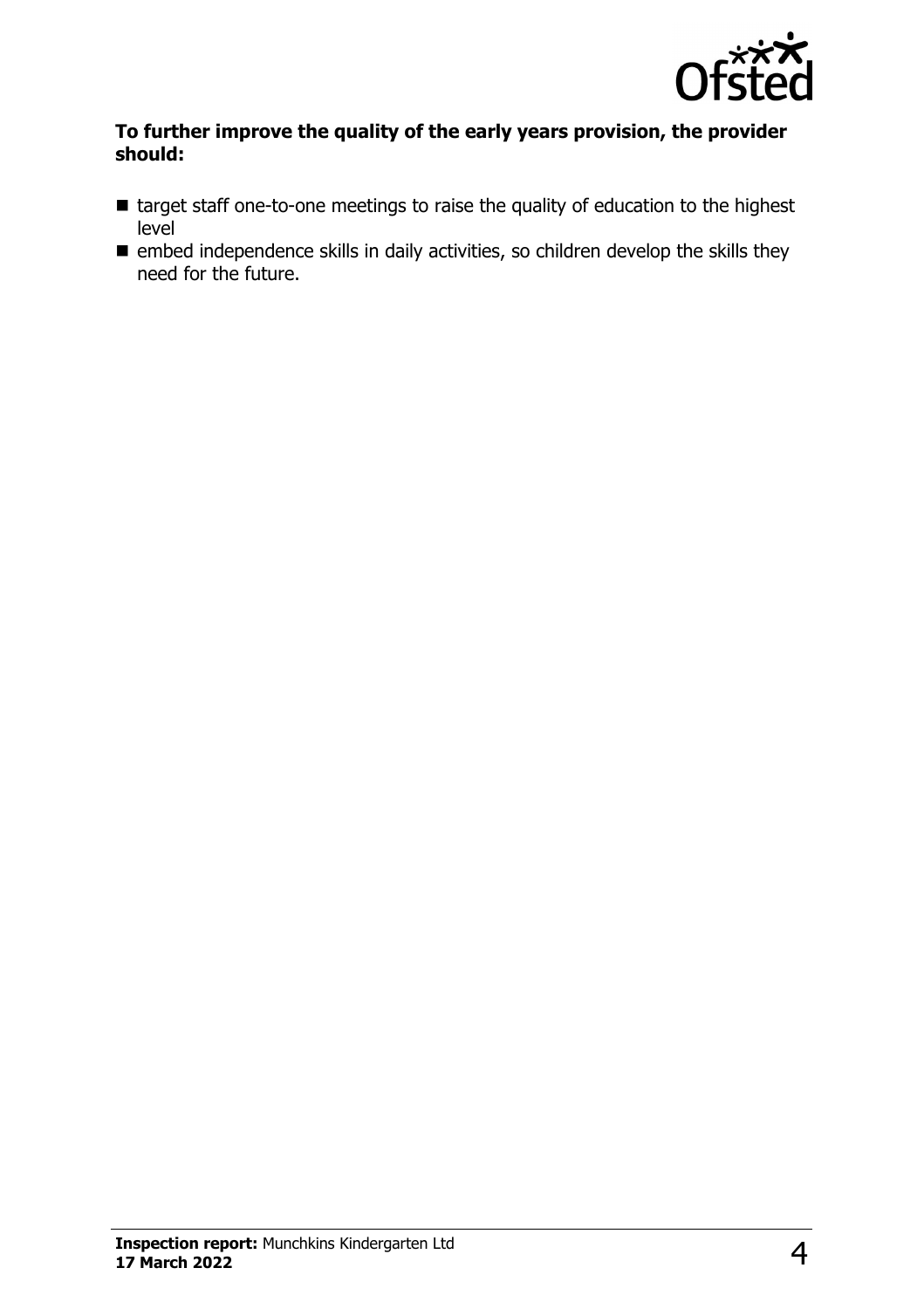**To further improve the quality of the early years provision, the provider should:**

- target staff one-to-one meetings to raise the quality of education to the highest level
- embed independence skills in daily activities, so children develop the skills they need for the future.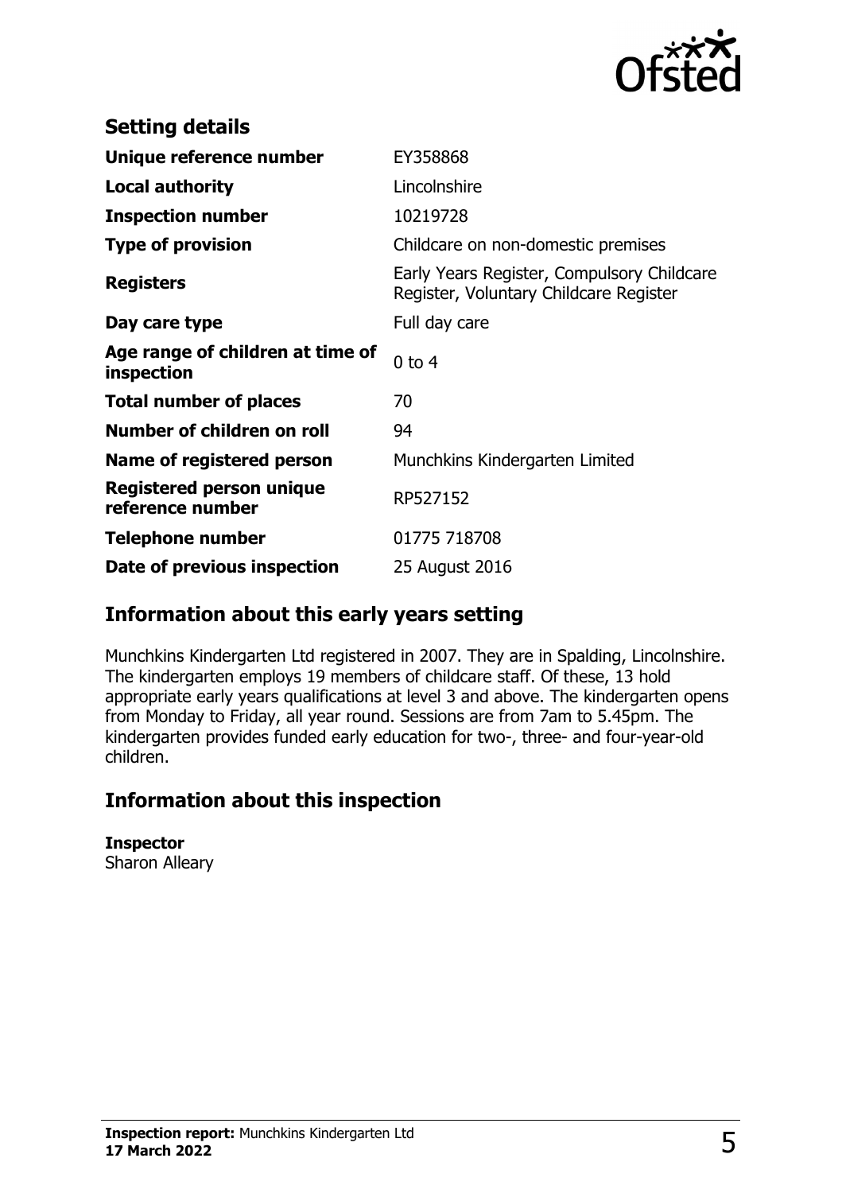## Setting details

| | |
|---|---|
| **Unique reference number** | EY358868 |
| **Local authority** | Lincolnshire |
| **Inspection number** | 10219728 |
| **Type of provision** | Childcare on non-domestic premises |
| **Registers** | Early Years Register, Compulsory Childcare Register, Voluntary Childcare Register |
| **Day care type** | Full day care |
| **Age range of children at time of inspection** | 0 to 4 |
| **Total number of places** | 70 |
| **Number of children on roll** | 94 |
| **Name of registered person** | Munchkins Kindergarten Limited |
| **Registered person unique reference number** | RP527152 |
| **Telephone number** | 01775 718708 |
| **Date of previous inspection** | 25 August 2016 |

## Information about this early years setting

Munchkins Kindergarten Ltd registered in 2007. They are in Spalding, Lincolnshire. The kindergarten employs 19 members of childcare staff. Of these, 13 hold appropriate early years qualifications at level 3 and above. The kindergarten opens from Monday to Friday, all year round. Sessions are from 7am to 5.45pm. The kindergarten provides funded early education for two-, three- and four-year-old children.

## Information about this inspection

**Inspector**
Sharon Alleary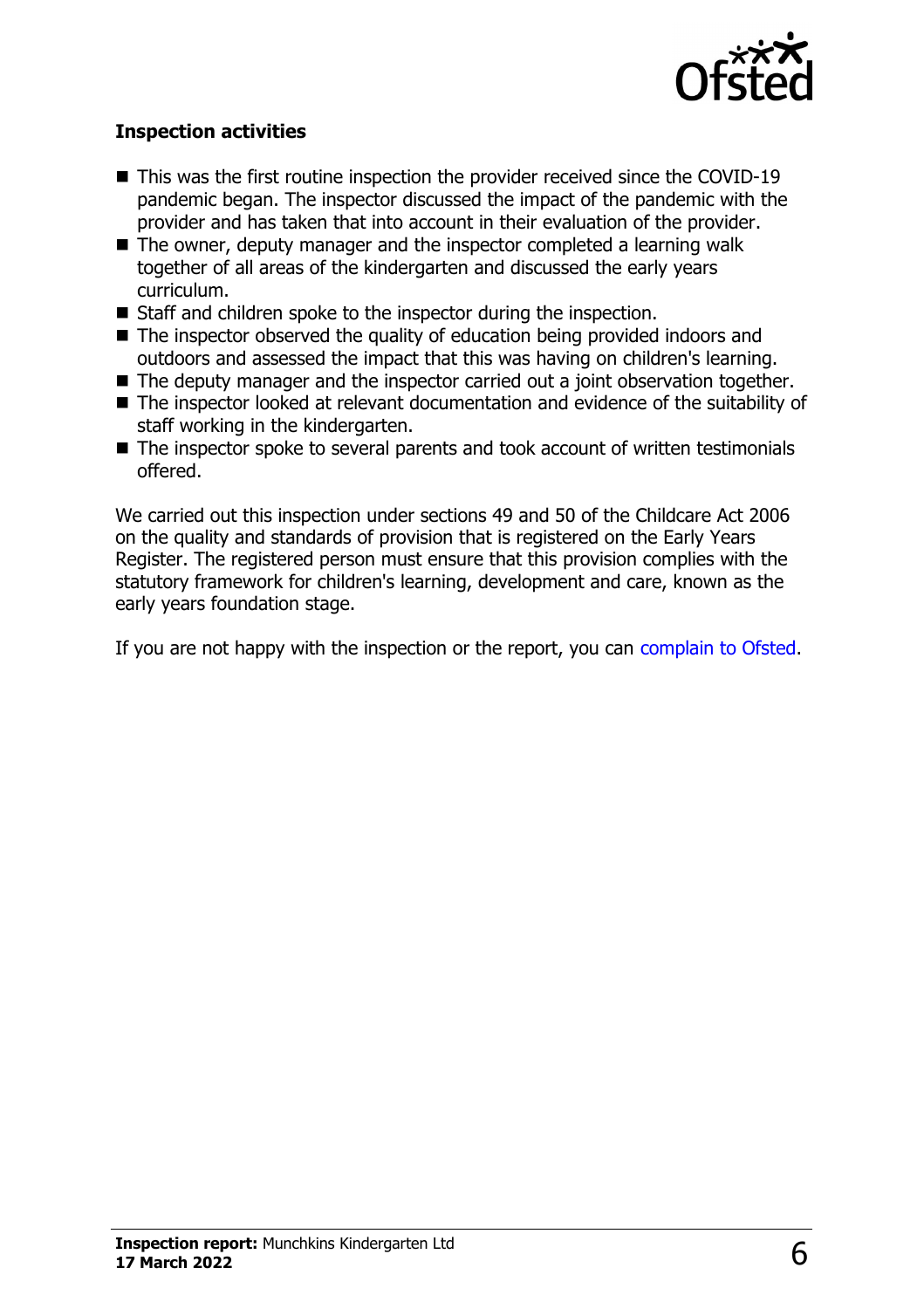### Inspection activities

- This was the first routine inspection the provider received since the COVID-19 pandemic began. The inspector discussed the impact of the pandemic with the provider and has taken that into account in their evaluation of the provider.
- The owner, deputy manager and the inspector completed a learning walk together of all areas of the kindergarten and discussed the early years curriculum.
- Staff and children spoke to the inspector during the inspection.
- The inspector observed the quality of education being provided indoors and outdoors and assessed the impact that this was having on children's learning.
- The deputy manager and the inspector carried out a joint observation together.
- The inspector looked at relevant documentation and evidence of the suitability of staff working in the kindergarten.
- The inspector spoke to several parents and took account of written testimonials offered.

We carried out this inspection under sections 49 and 50 of the Childcare Act 2006 on the quality and standards of provision that is registered on the Early Years Register. The registered person must ensure that this provision complies with the statutory framework for children's learning, development and care, known as the early years foundation stage.

If you are not happy with the inspection or the report, you can complain to Ofsted.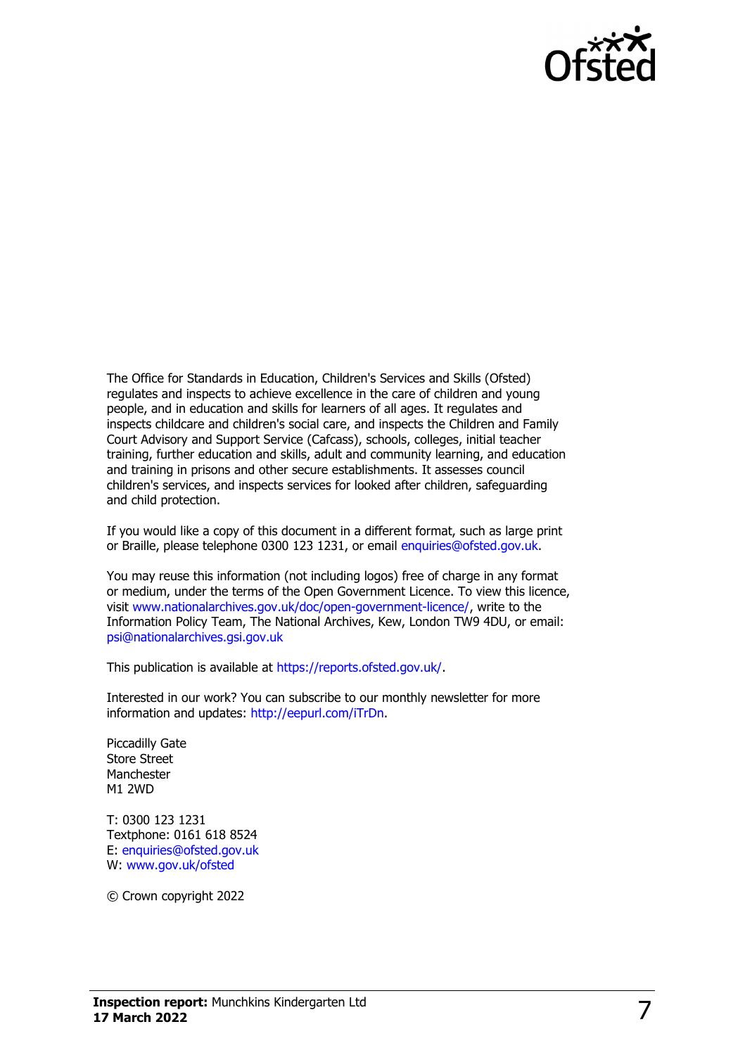The Office for Standards in Education, Children's Services and Skills (Ofsted) regulates and inspects to achieve excellence in the care of children and young people, and in education and skills for learners of all ages. It regulates and inspects childcare and children's social care, and inspects the Children and Family Court Advisory and Support Service (Cafcass), schools, colleges, initial teacher training, further education and skills, adult and community learning, and education and training in prisons and other secure establishments. It assesses council children's services, and inspects services for looked after children, safeguarding and child protection.

If you would like a copy of this document in a different format, such as large print or Braille, please telephone 0300 123 1231, or email enquiries@ofsted.gov.uk.

You may reuse this information (not including logos) free of charge in any format or medium, under the terms of the Open Government Licence. To view this licence, visit www.nationalarchives.gov.uk/doc/open-government-licence/, write to the Information Policy Team, The National Archives, Kew, London TW9 4DU, or email: psi@nationalarchives.gsi.gov.uk

This publication is available at https://reports.ofsted.gov.uk/.

Interested in our work? You can subscribe to our monthly newsletter for more information and updates: http://eepurl.com/iTrDn.

Piccadilly Gate
Store Street
Manchester
M1 2WD

T: 0300 123 1231
Textphone: 0161 618 8524
E: enquiries@ofsted.gov.uk
W: www.gov.uk/ofsted

© Crown copyright 2022